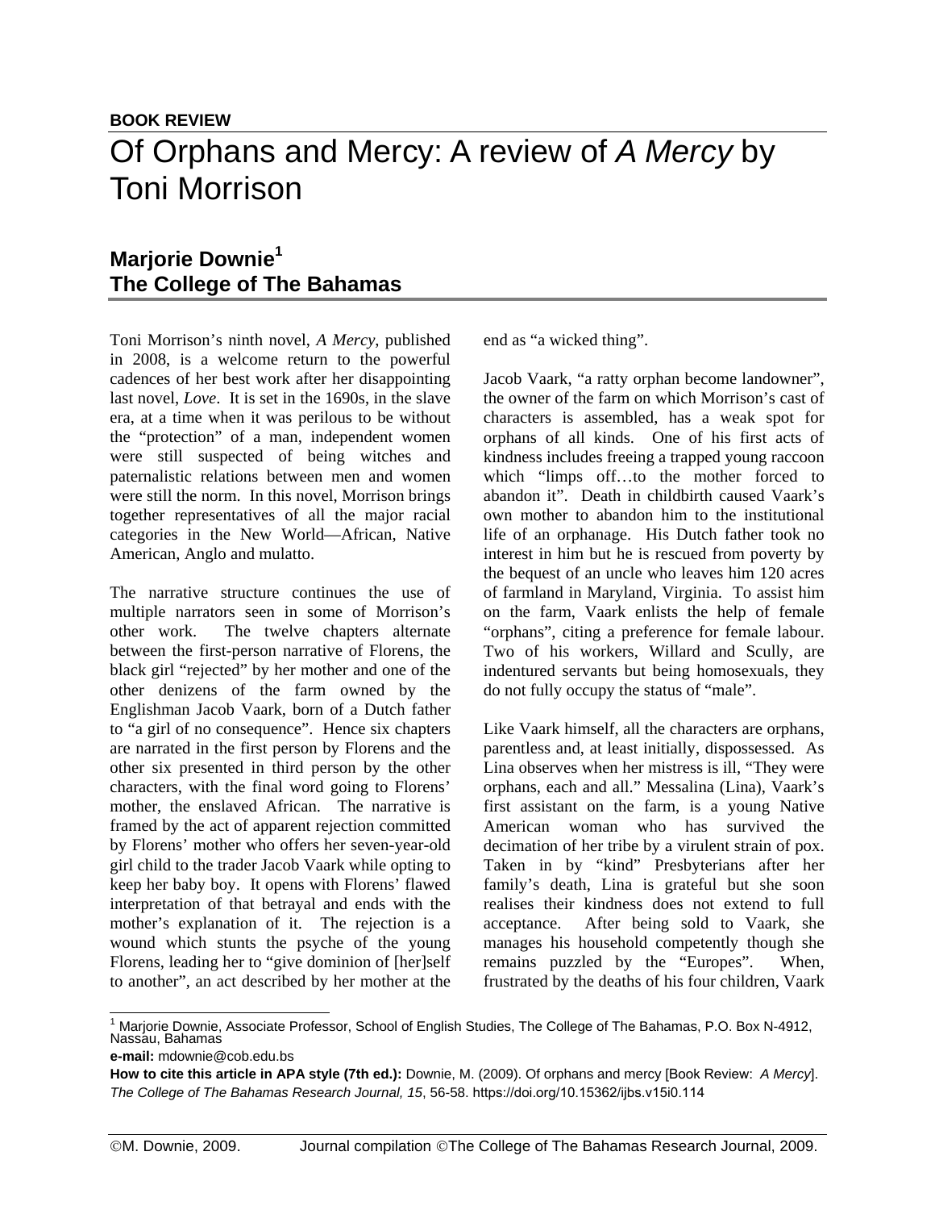**BOOK REVIEW**

# Of Orphans and Mercy: A review of *A Mercy* by Toni Morrison

## Marjorie Downie[1]
## The College of The Bahamas

Toni Morrison's ninth novel, *A Mercy*, published in 2008, is a welcome return to the powerful cadences of her best work after her disappointing last novel, *Love*. It is set in the 1690s, in the slave era, at a time when it was perilous to be without the "protection" of a man, independent women were still suspected of being witches and paternalistic relations between men and women were still the norm. In this novel, Morrison brings together representatives of all the major racial categories in the New World—African, Native American, Anglo and mulatto.

The narrative structure continues the use of multiple narrators seen in some of Morrison's other work. The twelve chapters alternate between the first-person narrative of Florens, the black girl "rejected" by her mother and one of the other denizens of the farm owned by the Englishman Jacob Vaark, born of a Dutch father to "a girl of no consequence". Hence six chapters are narrated in the first person by Florens and the other six presented in third person by the other characters, with the final word going to Florens' mother, the enslaved African. The narrative is framed by the act of apparent rejection committed by Florens' mother who offers her seven-year-old girl child to the trader Jacob Vaark while opting to keep her baby boy. It opens with Florens' flawed interpretation of that betrayal and ends with the mother's explanation of it. The rejection is a wound which stunts the psyche of the young Florens, leading her to "give dominion of [her]self to another", an act described by her mother at the end as "a wicked thing".

Jacob Vaark, "a ratty orphan become landowner", the owner of the farm on which Morrison's cast of characters is assembled, has a weak spot for orphans of all kinds. One of his first acts of kindness includes freeing a trapped young raccoon which "limps off…to the mother forced to abandon it". Death in childbirth caused Vaark's own mother to abandon him to the institutional life of an orphanage. His Dutch father took no interest in him but he is rescued from poverty by the bequest of an uncle who leaves him 120 acres of farmland in Maryland, Virginia. To assist him on the farm, Vaark enlists the help of female "orphans", citing a preference for female labour. Two of his workers, Willard and Scully, are indentured servants but being homosexuals, they do not fully occupy the status of "male".

Like Vaark himself, all the characters are orphans, parentless and, at least initially, dispossessed. As Lina observes when her mistress is ill, "They were orphans, each and all." Messalina (Lina), Vaark's first assistant on the farm, is a young Native American woman who has survived the decimation of her tribe by a virulent strain of pox. Taken in by "kind" Presbyterians after her family's death, Lina is grateful but she soon realises their kindness does not extend to full acceptance. After being sold to Vaark, she manages his household competently though she remains puzzled by the "Europes". When, frustrated by the deaths of his four children, Vaark

---

[1] Marjorie Downie, Associate Professor, School of English Studies, The College of The Bahamas, P.O. Box N-4912, Nassau, Bahamas

**e-mail:** mdownie@cob.edu.bs

**How to cite this article in APA style (7th ed.):** Downie, M. (2009). Of orphans and mercy [Book Review: *A Mercy*]. *The College of The Bahamas Research Journal, 15*, 56-58. https://doi.org/10.15362/ijbs.v15i0.114

©M. Downie, 2009. Journal compilation ©The College of The Bahamas Research Journal, 2009.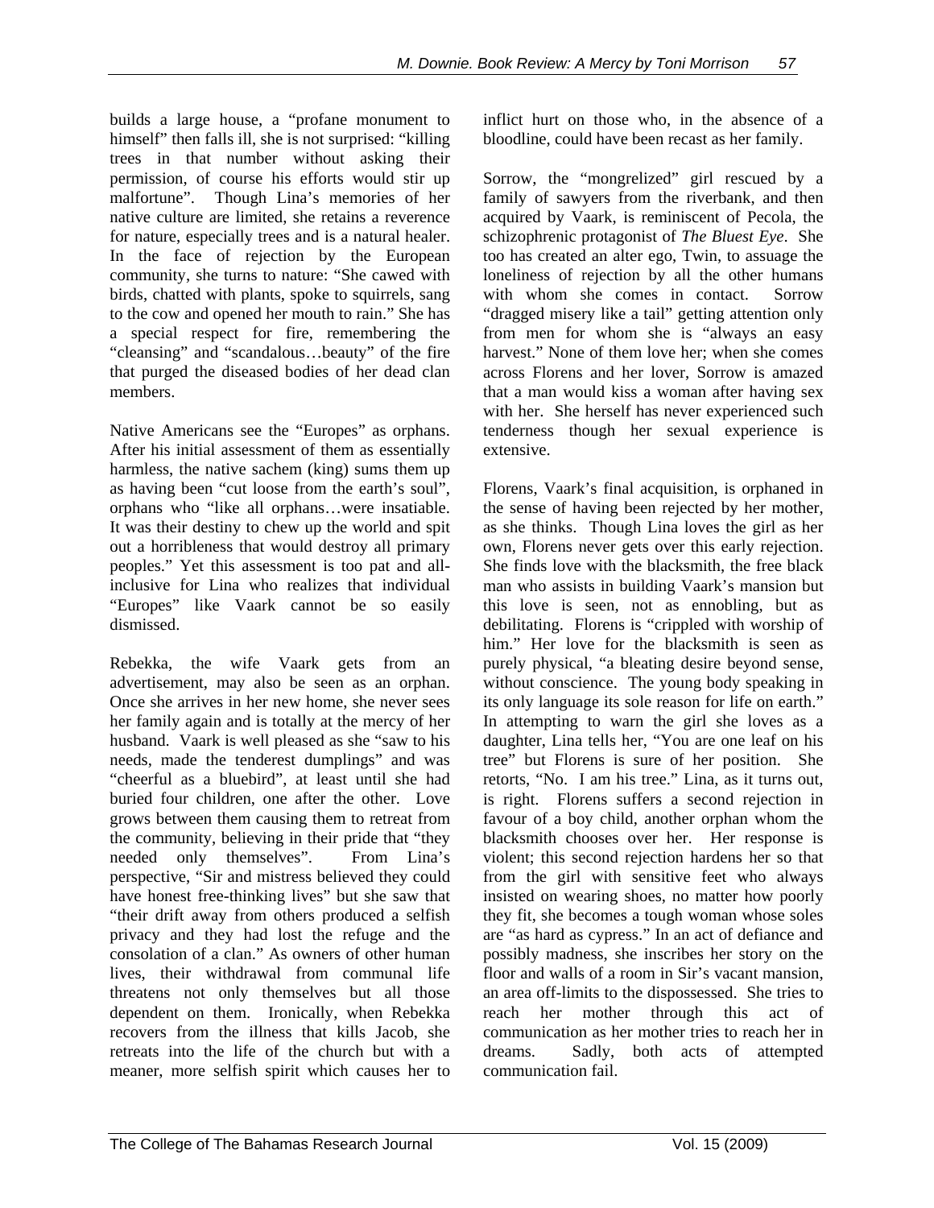builds a large house, a "profane monument to himself" then falls ill, she is not surprised: "killing trees in that number without asking their permission, of course his efforts would stir up malfortune". Though Lina's memories of her native culture are limited, she retains a reverence for nature, especially trees and is a natural healer. In the face of rejection by the European community, she turns to nature: "She cawed with birds, chatted with plants, spoke to squirrels, sang to the cow and opened her mouth to rain." She has a special respect for fire, remembering the "cleansing" and "scandalous…beauty" of the fire that purged the diseased bodies of her dead clan members.

Native Americans see the "Europes" as orphans. After his initial assessment of them as essentially harmless, the native sachem (king) sums them up as having been "cut loose from the earth's soul", orphans who "like all orphans…were insatiable. It was their destiny to chew up the world and spit out a horribleness that would destroy all primary peoples." Yet this assessment is too pat and all-inclusive for Lina who realizes that individual "Europes" like Vaark cannot be so easily dismissed.

Rebekka, the wife Vaark gets from an advertisement, may also be seen as an orphan. Once she arrives in her new home, she never sees her family again and is totally at the mercy of her husband. Vaark is well pleased as she "saw to his needs, made the tenderest dumplings" and was "cheerful as a bluebird", at least until she had buried four children, one after the other. Love grows between them causing them to retreat from the community, believing in their pride that "they needed only themselves". From Lina's perspective, "Sir and mistress believed they could have honest free-thinking lives" but she saw that "their drift away from others produced a selfish privacy and they had lost the refuge and the consolation of a clan." As owners of other human lives, their withdrawal from communal life threatens not only themselves but all those dependent on them. Ironically, when Rebekka recovers from the illness that kills Jacob, she retreats into the life of the church but with a meaner, more selfish spirit which causes her to inflict hurt on those who, in the absence of a bloodline, could have been recast as her family.

Sorrow, the "mongrelized" girl rescued by a family of sawyers from the riverbank, and then acquired by Vaark, is reminiscent of Pecola, the schizophrenic protagonist of *The Bluest Eye*. She too has created an alter ego, Twin, to assuage the loneliness of rejection by all the other humans with whom she comes in contact. Sorrow "dragged misery like a tail" getting attention only from men for whom she is "always an easy harvest." None of them love her; when she comes across Florens and her lover, Sorrow is amazed that a man would kiss a woman after having sex with her. She herself has never experienced such tenderness though her sexual experience is extensive.

Florens, Vaark's final acquisition, is orphaned in the sense of having been rejected by her mother, as she thinks. Though Lina loves the girl as her own, Florens never gets over this early rejection. She finds love with the blacksmith, the free black man who assists in building Vaark's mansion but this love is seen, not as ennobling, but as debilitating. Florens is "crippled with worship of him." Her love for the blacksmith is seen as purely physical, "a bleating desire beyond sense, without conscience. The young body speaking in its only language its sole reason for life on earth." In attempting to warn the girl she loves as a daughter, Lina tells her, "You are one leaf on his tree" but Florens is sure of her position. She retorts, "No. I am his tree." Lina, as it turns out, is right. Florens suffers a second rejection in favour of a boy child, another orphan whom the blacksmith chooses over her. Her response is violent; this second rejection hardens her so that from the girl with sensitive feet who always insisted on wearing shoes, no matter how poorly they fit, she becomes a tough woman whose soles are "as hard as cypress." In an act of defiance and possibly madness, she inscribes her story on the floor and walls of a room in Sir's vacant mansion, an area off-limits to the dispossessed. She tries to reach her mother through this act of communication as her mother tries to reach her in dreams. Sadly, both acts of attempted communication fail.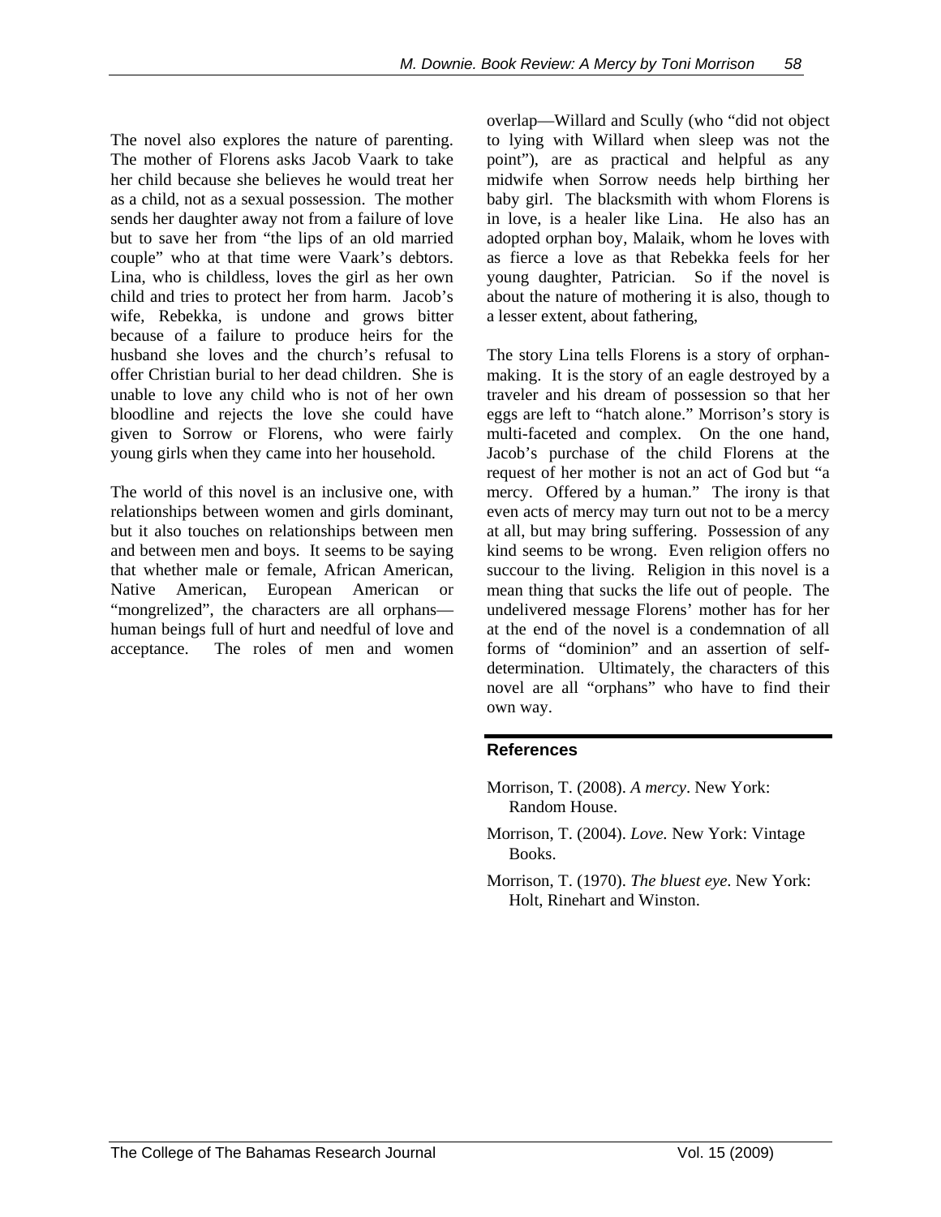The novel also explores the nature of parenting. The mother of Florens asks Jacob Vaark to take her child because she believes he would treat her as a child, not as a sexual possession. The mother sends her daughter away not from a failure of love but to save her from "the lips of an old married couple" who at that time were Vaark's debtors. Lina, who is childless, loves the girl as her own child and tries to protect her from harm. Jacob's wife, Rebekka, is undone and grows bitter because of a failure to produce heirs for the husband she loves and the church's refusal to offer Christian burial to her dead children. She is unable to love any child who is not of her own bloodline and rejects the love she could have given to Sorrow or Florens, who were fairly young girls when they came into her household.

The world of this novel is an inclusive one, with relationships between women and girls dominant, but it also touches on relationships between men and between men and boys. It seems to be saying that whether male or female, African American, Native American, European American or "mongrelized", the characters are all orphans—human beings full of hurt and needful of love and acceptance. The roles of men and women overlap—Willard and Scully (who "did not object to lying with Willard when sleep was not the point"), are as practical and helpful as any midwife when Sorrow needs help birthing her baby girl. The blacksmith with whom Florens is in love, is a healer like Lina. He also has an adopted orphan boy, Malaik, whom he loves with as fierce a love as that Rebekka feels for her young daughter, Patrician. So if the novel is about the nature of mothering it is also, though to a lesser extent, about fathering,

The story Lina tells Florens is a story of orphan-making. It is the story of an eagle destroyed by a traveler and his dream of possession so that her eggs are left to "hatch alone." Morrison's story is multi-faceted and complex. On the one hand, Jacob's purchase of the child Florens at the request of her mother is not an act of God but "a mercy. Offered by a human." The irony is that even acts of mercy may turn out not to be a mercy at all, but may bring suffering. Possession of any kind seems to be wrong. Even religion offers no succour to the living. Religion in this novel is a mean thing that sucks the life out of people. The undelivered message Florens' mother has for her at the end of the novel is a condemnation of all forms of "dominion" and an assertion of self-determination. Ultimately, the characters of this novel are all "orphans" who have to find their own way.

## References

Morrison, T. (2008). *A mercy*. New York: Random House.

Morrison, T. (2004). *Love.* New York: Vintage Books.

Morrison, T. (1970). *The bluest eye*. New York: Holt, Rinehart and Winston.